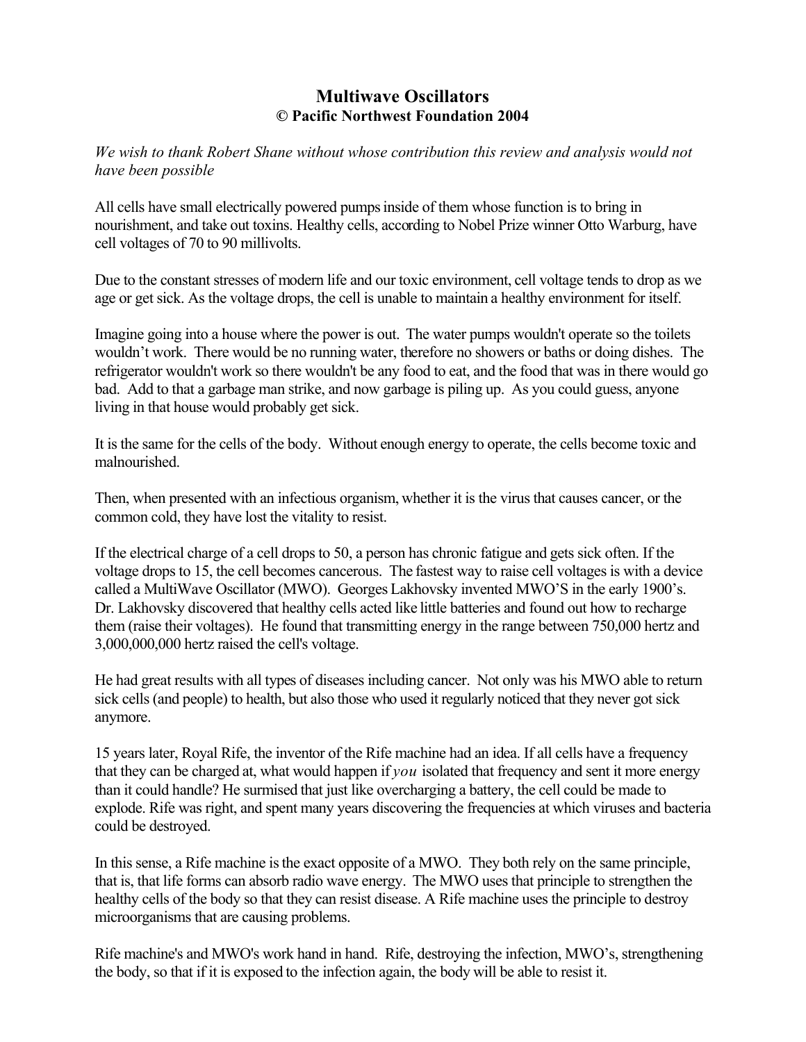# Multiwave Oscillators
## © Pacific Northwest Foundation 2004

*We wish to thank Robert Shane without whose contribution this review and analysis would not have been possible*

All cells have small electrically powered pumps inside of them whose function is to bring in nourishment, and take out toxins. Healthy cells, according to Nobel Prize winner Otto Warburg, have cell voltages of 70 to 90 millivolts.

Due to the constant stresses of modern life and our toxic environment, cell voltage tends to drop as we age or get sick. As the voltage drops, the cell is unable to maintain a healthy environment for itself.

Imagine going into a house where the power is out. The water pumps wouldn't operate so the toilets wouldn't work. There would be no running water, therefore no showers or baths or doing dishes. The refrigerator wouldn't work so there wouldn't be any food to eat, and the food that was in there would go bad. Add to that a garbage man strike, and now garbage is piling up. As you could guess, anyone living in that house would probably get sick.

It is the same for the cells of the body. Without enough energy to operate, the cells become toxic and malnourished.

Then, when presented with an infectious organism, whether it is the virus that causes cancer, or the common cold, they have lost the vitality to resist.

If the electrical charge of a cell drops to 50, a person has chronic fatigue and gets sick often. If the voltage drops to 15, the cell becomes cancerous. The fastest way to raise cell voltages is with a device called a MultiWave Oscillator (MWO). Georges Lakhovsky invented MWO'S in the early 1900's. Dr. Lakhovsky discovered that healthy cells acted like little batteries and found out how to recharge them (raise their voltages). He found that transmitting energy in the range between 750,000 hertz and 3,000,000,000 hertz raised the cell's voltage.

He had great results with all types of diseases including cancer. Not only was his MWO able to return sick cells (and people) to health, but also those who used it regularly noticed that they never got sick anymore.

15 years later, Royal Rife, the inventor of the Rife machine had an idea. If all cells have a frequency that they can be charged at, what would happen if *you* isolated that frequency and sent it more energy than it could handle? He surmised that just like overcharging a battery, the cell could be made to explode. Rife was right, and spent many years discovering the frequencies at which viruses and bacteria could be destroyed.

In this sense, a Rife machine is the exact opposite of a MWO. They both rely on the same principle, that is, that life forms can absorb radio wave energy. The MWO uses that principle to strengthen the healthy cells of the body so that they can resist disease. A Rife machine uses the principle to destroy microorganisms that are causing problems.

Rife machine's and MWO's work hand in hand. Rife, destroying the infection, MWO's, strengthening the body, so that if it is exposed to the infection again, the body will be able to resist it.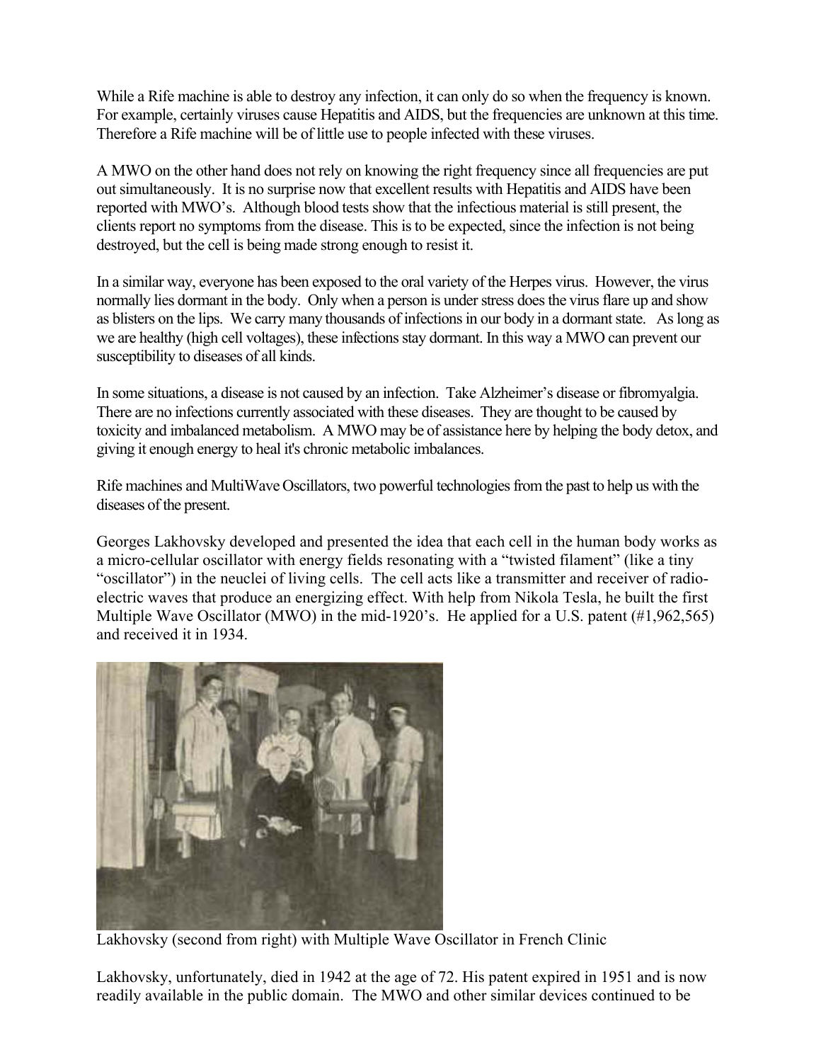While a Rife machine is able to destroy any infection, it can only do so when the frequency is known. For example, certainly viruses cause Hepatitis and AIDS, but the frequencies are unknown at this time. Therefore a Rife machine will be of little use to people infected with these viruses.

A MWO on the other hand does not rely on knowing the right frequency since all frequencies are put out simultaneously. It is no surprise now that excellent results with Hepatitis and AIDS have been reported with MWO's. Although blood tests show that the infectious material is still present, the clients report no symptoms from the disease. This is to be expected, since the infection is not being destroyed, but the cell is being made strong enough to resist it.

In a similar way, everyone has been exposed to the oral variety of the Herpes virus. However, the virus normally lies dormant in the body. Only when a person is under stress does the virus flare up and show as blisters on the lips. We carry many thousands of infections in our body in a dormant state. As long as we are healthy (high cell voltages), these infections stay dormant. In this way a MWO can prevent our susceptibility to diseases of all kinds.

In some situations, a disease is not caused by an infection. Take Alzheimer's disease or fibromyalgia. There are no infections currently associated with these diseases. They are thought to be caused by toxicity and imbalanced metabolism. A MWO may be of assistance here by helping the body detox, and giving it enough energy to heal it's chronic metabolic imbalances.

Rife machines and MultiWave Oscillators, two powerful technologies from the past to help us with the diseases of the present.

Georges Lakhovsky developed and presented the idea that each cell in the human body works as a micro-cellular oscillator with energy fields resonating with a "twisted filament" (like a tiny "oscillator") in the neuclei of living cells. The cell acts like a transmitter and receiver of radio-electric waves that produce an energizing effect. With help from Nikola Tesla, he built the first Multiple Wave Oscillator (MWO) in the mid-1920's. He applied for a U.S. patent (#1,962,565) and received it in 1934.

Lakhovsky (second from right) with Multiple Wave Oscillator in French Clinic

Lakhovsky, unfortunately, died in 1942 at the age of 72. His patent expired in 1951 and is now readily available in the public domain. The MWO and other similar devices continued to be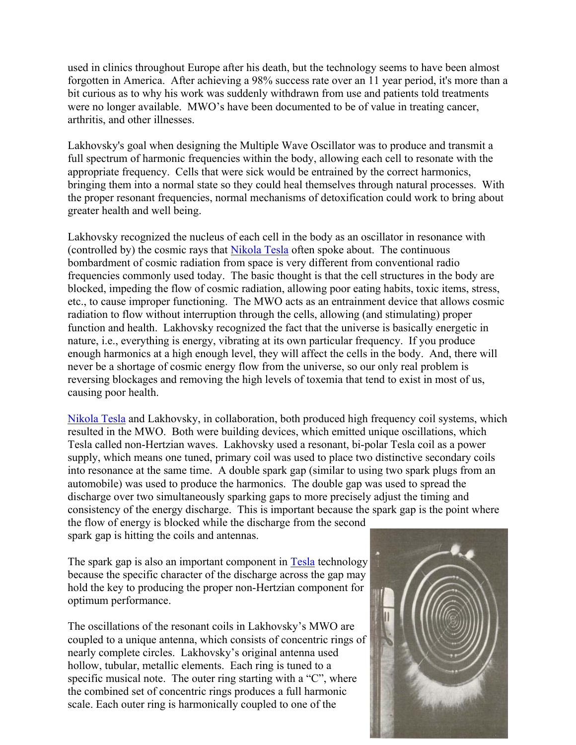used in clinics throughout Europe after his death, but the technology seems to have been almost forgotten in America. After achieving a 98% success rate over an 11 year period, it's more than a bit curious as to why his work was suddenly withdrawn from use and patients told treatments were no longer available. MWO's have been documented to be of value in treating cancer, arthritis, and other illnesses.

Lakhovsky's goal when designing the Multiple Wave Oscillator was to produce and transmit a full spectrum of harmonic frequencies within the body, allowing each cell to resonate with the appropriate frequency. Cells that were sick would be entrained by the correct harmonics, bringing them into a normal state so they could heal themselves through natural processes. With the proper resonant frequencies, normal mechanisms of detoxification could work to bring about greater health and well being.

Lakhovsky recognized the nucleus of each cell in the body as an oscillator in resonance with (controlled by) the cosmic rays that Nikola Tesla often spoke about. The continuous bombardment of cosmic radiation from space is very different from conventional radio frequencies commonly used today. The basic thought is that the cell structures in the body are blocked, impeding the flow of cosmic radiation, allowing poor eating habits, toxic items, stress, etc., to cause improper functioning. The MWO acts as an entrainment device that allows cosmic radiation to flow without interruption through the cells, allowing (and stimulating) proper function and health. Lakhovsky recognized the fact that the universe is basically energetic in nature, i.e., everything is energy, vibrating at its own particular frequency. If you produce enough harmonics at a high enough level, they will affect the cells in the body. And, there will never be a shortage of cosmic energy flow from the universe, so our only real problem is reversing blockages and removing the high levels of toxemia that tend to exist in most of us, causing poor health.

Nikola Tesla and Lakhovsky, in collaboration, both produced high frequency coil systems, which resulted in the MWO. Both were building devices, which emitted unique oscillations, which Tesla called non-Hertzian waves. Lakhovsky used a resonant, bi-polar Tesla coil as a power supply, which means one tuned, primary coil was used to place two distinctive secondary coils into resonance at the same time. A double spark gap (similar to using two spark plugs from an automobile) was used to produce the harmonics. The double gap was used to spread the discharge over two simultaneously sparking gaps to more precisely adjust the timing and consistency of the energy discharge. This is important because the spark gap is the point where the flow of energy is blocked while the discharge from the second spark gap is hitting the coils and antennas.

The spark gap is also an important component in Tesla technology because the specific character of the discharge across the gap may hold the key to producing the proper non-Hertzian component for optimum performance.

The oscillations of the resonant coils in Lakhovsky's MWO are coupled to a unique antenna, which consists of concentric rings of nearly complete circles. Lakhovsky's original antenna used hollow, tubular, metallic elements. Each ring is tuned to a specific musical note. The outer ring starting with a "C", where the combined set of concentric rings produces a full harmonic scale. Each outer ring is harmonically coupled to one of the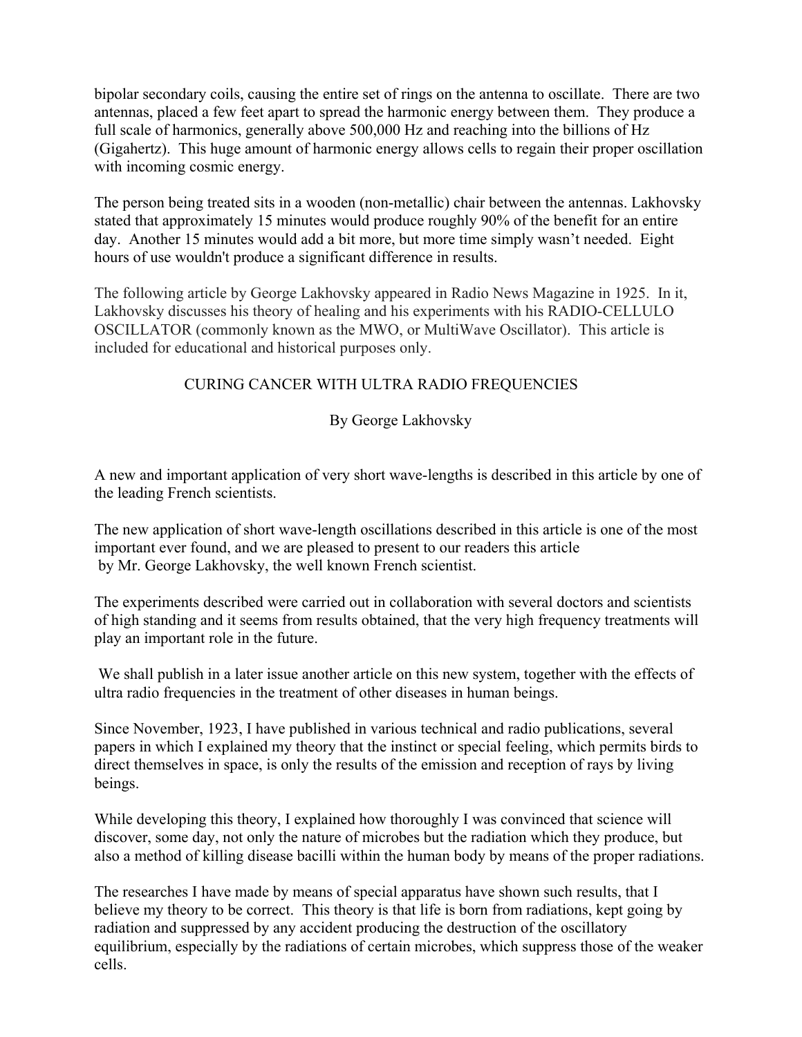bipolar secondary coils, causing the entire set of rings on the antenna to oscillate. There are two antennas, placed a few feet apart to spread the harmonic energy between them. They produce a full scale of harmonics, generally above 500,000 Hz and reaching into the billions of Hz (Gigahertz). This huge amount of harmonic energy allows cells to regain their proper oscillation with incoming cosmic energy.

The person being treated sits in a wooden (non-metallic) chair between the antennas. Lakhovsky stated that approximately 15 minutes would produce roughly 90% of the benefit for an entire day. Another 15 minutes would add a bit more, but more time simply wasn't needed. Eight hours of use wouldn't produce a significant difference in results.

The following article by George Lakhovsky appeared in Radio News Magazine in 1925. In it, Lakhovsky discusses his theory of healing and his experiments with his RADIO-CELLULO OSCILLATOR (commonly known as the MWO, or MultiWave Oscillator). This article is included for educational and historical purposes only.

## CURING CANCER WITH ULTRA RADIO FREQUENCIES

By George Lakhovsky

A new and important application of very short wave-lengths is described in this article by one of the leading French scientists.

The new application of short wave-length oscillations described in this article is one of the most important ever found, and we are pleased to present to our readers this article by Mr. George Lakhovsky, the well known French scientist.

The experiments described were carried out in collaboration with several doctors and scientists of high standing and it seems from results obtained, that the very high frequency treatments will play an important role in the future.

We shall publish in a later issue another article on this new system, together with the effects of ultra radio frequencies in the treatment of other diseases in human beings.

Since November, 1923, I have published in various technical and radio publications, several papers in which I explained my theory that the instinct or special feeling, which permits birds to direct themselves in space, is only the results of the emission and reception of rays by living beings.

While developing this theory, I explained how thoroughly I was convinced that science will discover, some day, not only the nature of microbes but the radiation which they produce, but also a method of killing disease bacilli within the human body by means of the proper radiations.

The researches I have made by means of special apparatus have shown such results, that I believe my theory to be correct. This theory is that life is born from radiations, kept going by radiation and suppressed by any accident producing the destruction of the oscillatory equilibrium, especially by the radiations of certain microbes, which suppress those of the weaker cells.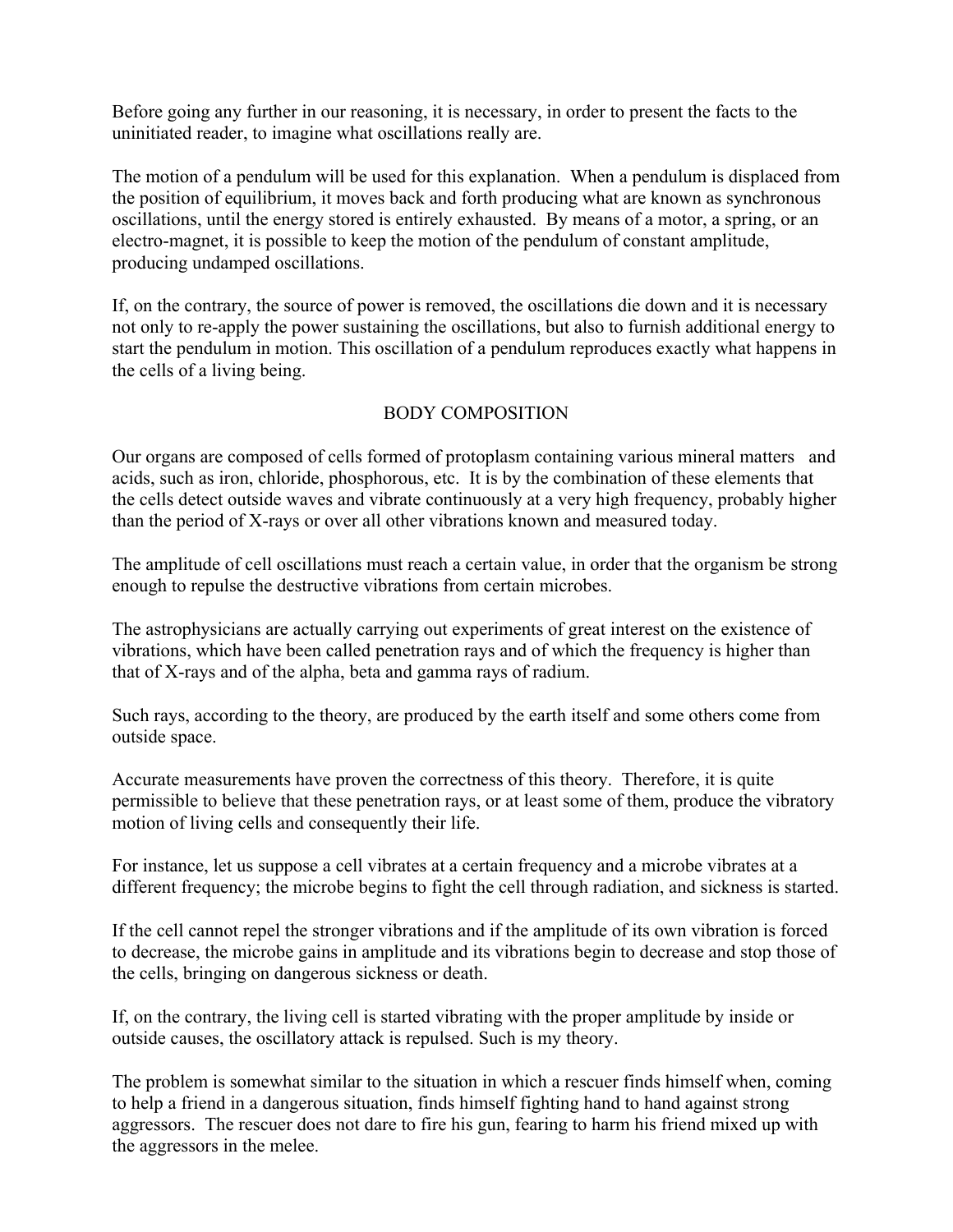Before going any further in our reasoning, it is necessary, in order to present the facts to the uninitiated reader, to imagine what oscillations really are.

The motion of a pendulum will be used for this explanation. When a pendulum is displaced from the position of equilibrium, it moves back and forth producing what are known as synchronous oscillations, until the energy stored is entirely exhausted. By means of a motor, a spring, or an electro-magnet, it is possible to keep the motion of the pendulum of constant amplitude, producing undamped oscillations.

If, on the contrary, the source of power is removed, the oscillations die down and it is necessary not only to re-apply the power sustaining the oscillations, but also to furnish additional energy to start the pendulum in motion. This oscillation of a pendulum reproduces exactly what happens in the cells of a living being.

## BODY COMPOSITION

Our organs are composed of cells formed of protoplasm containing various mineral matters and acids, such as iron, chloride, phosphorous, etc. It is by the combination of these elements that the cells detect outside waves and vibrate continuously at a very high frequency, probably higher than the period of X-rays or over all other vibrations known and measured today.

The amplitude of cell oscillations must reach a certain value, in order that the organism be strong enough to repulse the destructive vibrations from certain microbes.

The astrophysicians are actually carrying out experiments of great interest on the existence of vibrations, which have been called penetration rays and of which the frequency is higher than that of X-rays and of the alpha, beta and gamma rays of radium.

Such rays, according to the theory, are produced by the earth itself and some others come from outside space.

Accurate measurements have proven the correctness of this theory. Therefore, it is quite permissible to believe that these penetration rays, or at least some of them, produce the vibratory motion of living cells and consequently their life.

For instance, let us suppose a cell vibrates at a certain frequency and a microbe vibrates at a different frequency; the microbe begins to fight the cell through radiation, and sickness is started.

If the cell cannot repel the stronger vibrations and if the amplitude of its own vibration is forced to decrease, the microbe gains in amplitude and its vibrations begin to decrease and stop those of the cells, bringing on dangerous sickness or death.

If, on the contrary, the living cell is started vibrating with the proper amplitude by inside or outside causes, the oscillatory attack is repulsed. Such is my theory.

The problem is somewhat similar to the situation in which a rescuer finds himself when, coming to help a friend in a dangerous situation, finds himself fighting hand to hand against strong aggressors. The rescuer does not dare to fire his gun, fearing to harm his friend mixed up with the aggressors in the melee.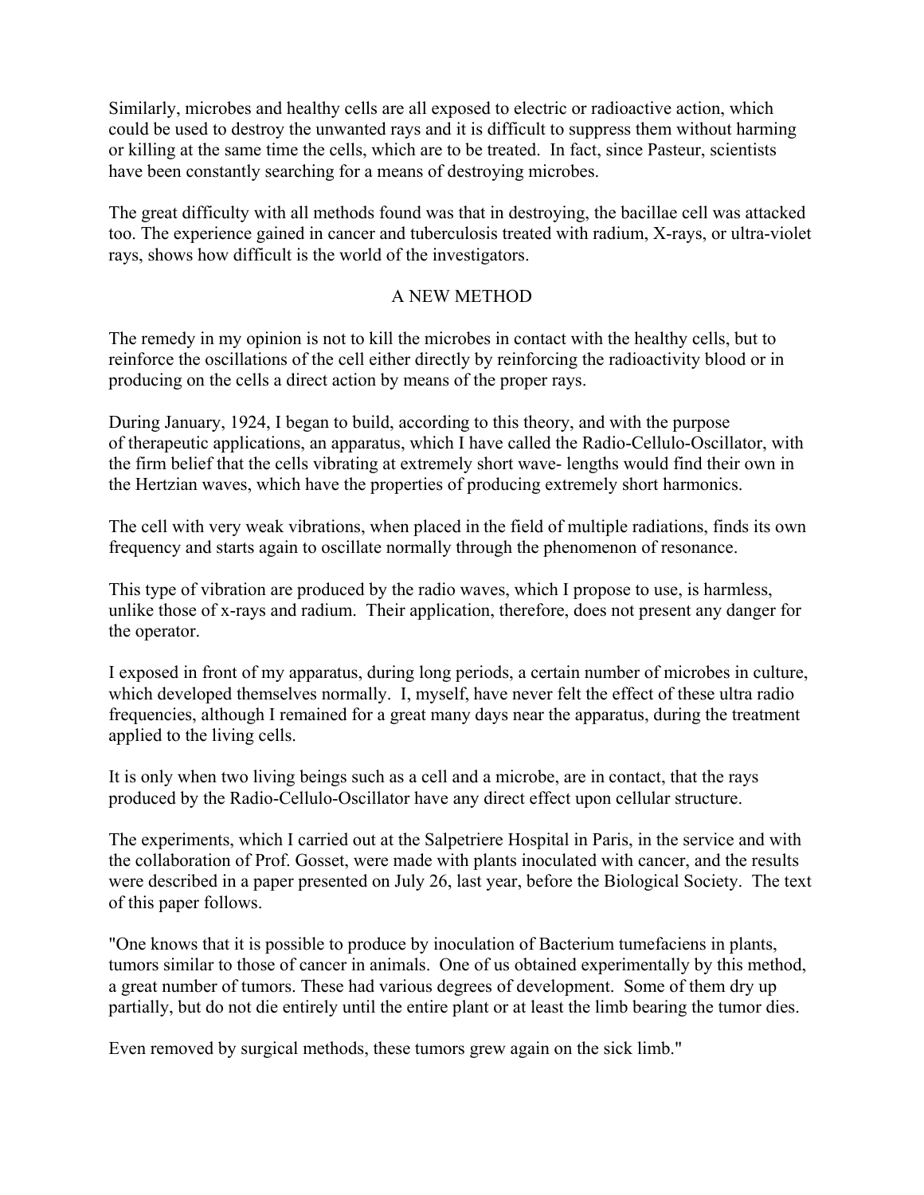Similarly, microbes and healthy cells are all exposed to electric or radioactive action, which could be used to destroy the unwanted rays and it is difficult to suppress them without harming or killing at the same time the cells, which are to be treated. In fact, since Pasteur, scientists have been constantly searching for a means of destroying microbes.

The great difficulty with all methods found was that in destroying, the bacillae cell was attacked too. The experience gained in cancer and tuberculosis treated with radium, X-rays, or ultra-violet rays, shows how difficult is the world of the investigators.

## A NEW METHOD

The remedy in my opinion is not to kill the microbes in contact with the healthy cells, but to reinforce the oscillations of the cell either directly by reinforcing the radioactivity blood or in producing on the cells a direct action by means of the proper rays.

During January, 1924, I began to build, according to this theory, and with the purpose of therapeutic applications, an apparatus, which I have called the Radio-Cellulo-Oscillator, with the firm belief that the cells vibrating at extremely short wave- lengths would find their own in the Hertzian waves, which have the properties of producing extremely short harmonics.

The cell with very weak vibrations, when placed in the field of multiple radiations, finds its own frequency and starts again to oscillate normally through the phenomenon of resonance.

This type of vibration are produced by the radio waves, which I propose to use, is harmless, unlike those of x-rays and radium. Their application, therefore, does not present any danger for the operator.

I exposed in front of my apparatus, during long periods, a certain number of microbes in culture, which developed themselves normally. I, myself, have never felt the effect of these ultra radio frequencies, although I remained for a great many days near the apparatus, during the treatment applied to the living cells.

It is only when two living beings such as a cell and a microbe, are in contact, that the rays produced by the Radio-Cellulo-Oscillator have any direct effect upon cellular structure.

The experiments, which I carried out at the Salpetriere Hospital in Paris, in the service and with the collaboration of Prof. Gosset, were made with plants inoculated with cancer, and the results were described in a paper presented on July 26, last year, before the Biological Society. The text of this paper follows.

"One knows that it is possible to produce by inoculation of Bacterium tumefaciens in plants, tumors similar to those of cancer in animals. One of us obtained experimentally by this method, a great number of tumors. These had various degrees of development. Some of them dry up partially, but do not die entirely until the entire plant or at least the limb bearing the tumor dies.

Even removed by surgical methods, these tumors grew again on the sick limb."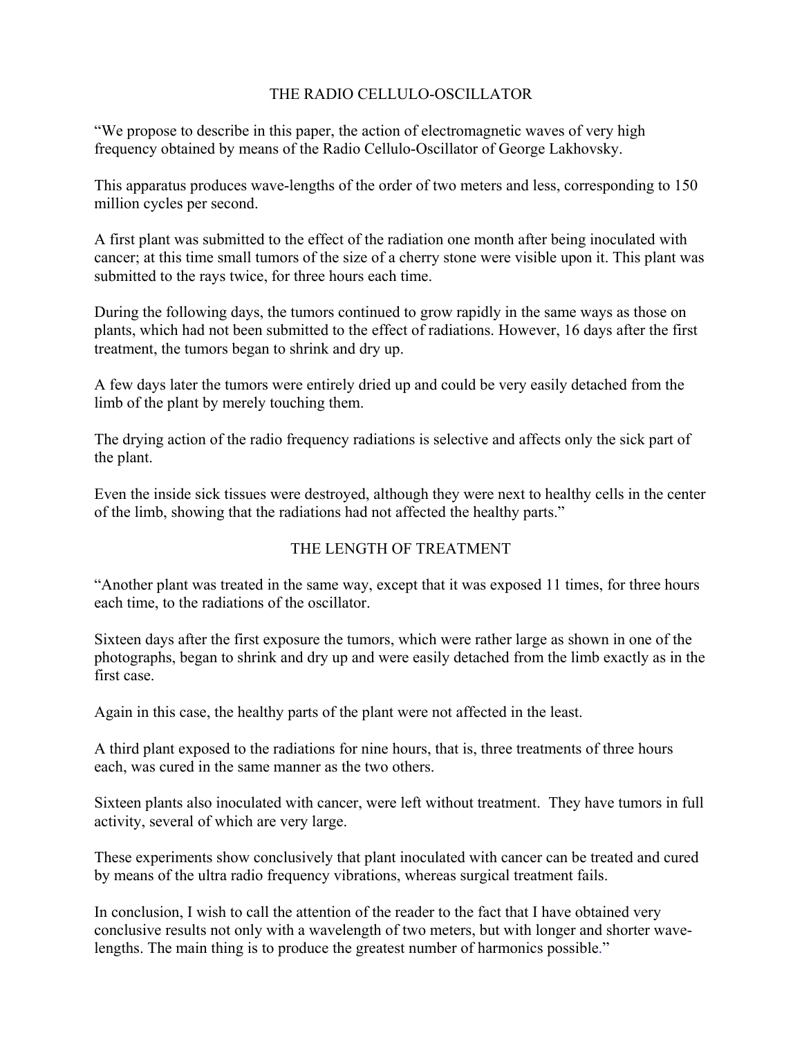## THE RADIO CELLULO-OSCILLATOR

"We propose to describe in this paper, the action of electromagnetic waves of very high frequency obtained by means of the Radio Cellulo-Oscillator of George Lakhovsky.

This apparatus produces wave-lengths of the order of two meters and less, corresponding to 150 million cycles per second.

A first plant was submitted to the effect of the radiation one month after being inoculated with cancer; at this time small tumors of the size of a cherry stone were visible upon it. This plant was submitted to the rays twice, for three hours each time.

During the following days, the tumors continued to grow rapidly in the same ways as those on plants, which had not been submitted to the effect of radiations. However, 16 days after the first treatment, the tumors began to shrink and dry up.

A few days later the tumors were entirely dried up and could be very easily detached from the limb of the plant by merely touching them.

The drying action of the radio frequency radiations is selective and affects only the sick part of the plant.

Even the inside sick tissues were destroyed, although they were next to healthy cells in the center of the limb, showing that the radiations had not affected the healthy parts."

## THE LENGTH OF TREATMENT

"Another plant was treated in the same way, except that it was exposed 11 times, for three hours each time, to the radiations of the oscillator.

Sixteen days after the first exposure the tumors, which were rather large as shown in one of the photographs, began to shrink and dry up and were easily detached from the limb exactly as in the first case.

Again in this case, the healthy parts of the plant were not affected in the least.

A third plant exposed to the radiations for nine hours, that is, three treatments of three hours each, was cured in the same manner as the two others.

Sixteen plants also inoculated with cancer, were left without treatment. They have tumors in full activity, several of which are very large.

These experiments show conclusively that plant inoculated with cancer can be treated and cured by means of the ultra radio frequency vibrations, whereas surgical treatment fails.

In conclusion, I wish to call the attention of the reader to the fact that I have obtained very conclusive results not only with a wavelength of two meters, but with longer and shorter wave-lengths. The main thing is to produce the greatest number of harmonics possible."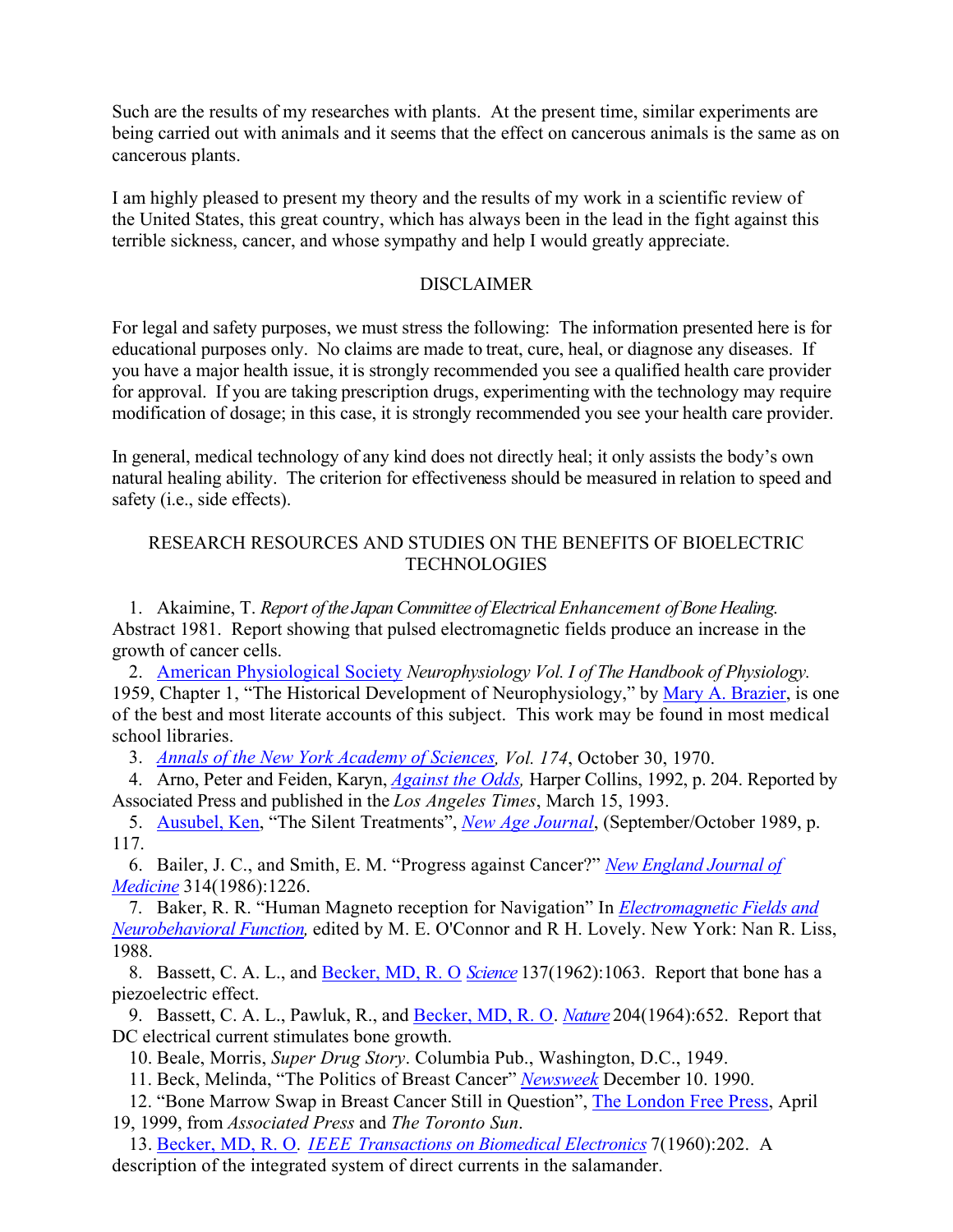Such are the results of my researches with plants. At the present time, similar experiments are being carried out with animals and it seems that the effect on cancerous animals is the same as on cancerous plants.

I am highly pleased to present my theory and the results of my work in a scientific review of the United States, this great country, which has always been in the lead in the fight against this terrible sickness, cancer, and whose sympathy and help I would greatly appreciate.

## DISCLAIMER

For legal and safety purposes, we must stress the following: The information presented here is for educational purposes only. No claims are made to treat, cure, heal, or diagnose any diseases. If you have a major health issue, it is strongly recommended you see a qualified health care provider for approval. If you are taking prescription drugs, experimenting with the technology may require modification of dosage; in this case, it is strongly recommended you see your health care provider.

In general, medical technology of any kind does not directly heal; it only assists the body's own natural healing ability. The criterion for effectiveness should be measured in relation to speed and safety (i.e., side effects).

## RESEARCH RESOURCES AND STUDIES ON THE BENEFITS OF BIOELECTRIC TECHNOLOGIES

1. Akaimine, T. *Report of the Japan Committee of Electrical Enhancement of Bone Healing.* Abstract 1981. Report showing that pulsed electromagnetic fields produce an increase in the growth of cancer cells.
2. American Physiological Society *Neurophysiology Vol. I of The Handbook of Physiology.* 1959, Chapter 1, "The Historical Development of Neurophysiology," by Mary A. Brazier, is one of the best and most literate accounts of this subject. This work may be found in most medical school libraries.
3. *Annals of the New York Academy of Sciences, Vol. 174*, October 30, 1970.
4. Arno, Peter and Feiden, Karyn, *Against the Odds,* Harper Collins, 1992, p. 204. Reported by Associated Press and published in the *Los Angeles Times*, March 15, 1993.
5. Ausubel, Ken, "The Silent Treatments", *New Age Journal*, (September/October 1989, p. 117.
6. Bailer, J. C., and Smith, E. M. "Progress against Cancer?" *New England Journal of Medicine* 314(1986):1226.
7. Baker, R. R. "Human Magneto reception for Navigation" In *Electromagnetic Fields and Neurobehavioral Function,* edited by M. E. O'Connor and R H. Lovely. New York: Nan R. Liss, 1988.
8. Bassett, C. A. L., and Becker, MD, R. O *Science* 137(1962):1063. Report that bone has a piezoelectric effect.
9. Bassett, C. A. L., Pawluk, R., and Becker, MD, R. O. *Nature* 204(1964):652. Report that DC electrical current stimulates bone growth.
10. Beale, Morris, *Super Drug Story*. Columbia Pub., Washington, D.C., 1949.
11. Beck, Melinda, "The Politics of Breast Cancer" *Newsweek* December 10. 1990.
12. "Bone Marrow Swap in Breast Cancer Still in Question", The London Free Press, April 19, 1999, from *Associated Press* and *The Toronto Sun*.
13. Becker, MD, R. O. *IEEE Transactions on Biomedical Electronics* 7(1960):202. A description of the integrated system of direct currents in the salamander.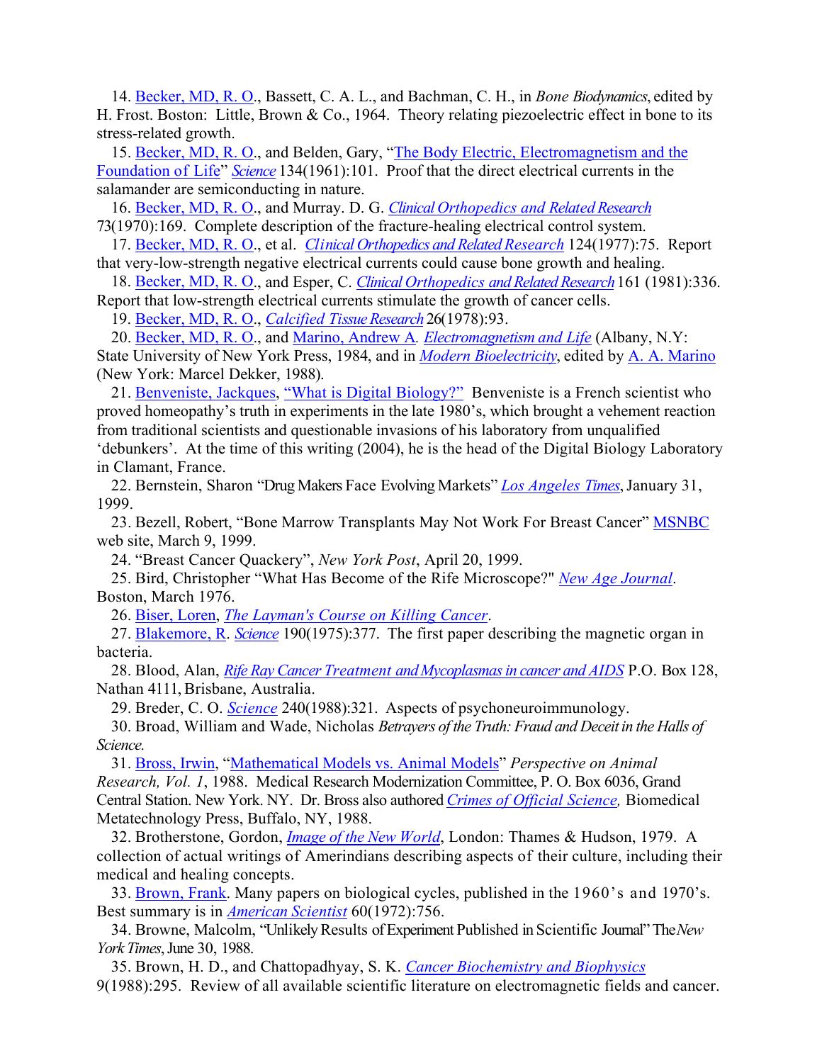14. Becker, MD, R. O., Bassett, C. A. L., and Bachman, C. H., in *Bone Biodynamics*, edited by H. Frost. Boston: Little, Brown & Co., 1964. Theory relating piezoelectric effect in bone to its stress-related growth.

15. Becker, MD, R. O., and Belden, Gary, "The Body Electric, Electromagnetism and the Foundation of Life" *Science* 134(1961):101. Proof that the direct electrical currents in the salamander are semiconducting in nature.

16. Becker, MD, R. O., and Murray. D. G. *Clinical Orthopedics and Related Research* 73(1970):169. Complete description of the fracture-healing electrical control system.

17. Becker, MD, R. O., et al. *Clinical Orthopedics and Related Research* 124(1977):75. Report that very-low-strength negative electrical currents could cause bone growth and healing.

18. Becker, MD, R. O., and Esper, C. *Clinical Orthopedics and Related Research* 161 (1981):336. Report that low-strength electrical currents stimulate the growth of cancer cells.

19. Becker, MD, R. O., *Calcified Tissue Research* 26(1978):93.

20. Becker, MD, R. O., and Marino, Andrew A. *Electromagnetism and Life* (Albany, N.Y: State University of New York Press, 1984, and in *Modern Bioelectricity*, edited by A. A. Marino (New York: Marcel Dekker, 1988).

21. Benveniste, Jackques, "What is Digital Biology?" Benveniste is a French scientist who proved homeopathy's truth in experiments in the late 1980's, which brought a vehement reaction from traditional scientists and questionable invasions of his laboratory from unqualified 'debunkers'. At the time of this writing (2004), he is the head of the Digital Biology Laboratory in Clamant, France.

22. Bernstein, Sharon "Drug Makers Face Evolving Markets" *Los Angeles Times*, January 31, 1999.

23. Bezell, Robert, "Bone Marrow Transplants May Not Work For Breast Cancer" MSNBC web site, March 9, 1999.

24. "Breast Cancer Quackery", *New York Post*, April 20, 1999.

25. Bird, Christopher "What Has Become of the Rife Microscope?" *New Age Journal*. Boston, March 1976.

26. Biser, Loren, *The Layman's Course on Killing Cancer*.

27. Blakemore, R. *Science* 190(1975):377. The first paper describing the magnetic organ in bacteria.

28. Blood, Alan, *Rife Ray Cancer Treatment and Mycoplasmas in cancer and AIDS* P.O. Box 128, Nathan 4111, Brisbane, Australia.

29. Breder, C. O. *Science* 240(1988):321. Aspects of psychoneuroimmunology.

30. Broad, William and Wade, Nicholas *Betrayers of the Truth: Fraud and Deceit in the Halls of Science.*

31. Bross, Irwin, "Mathematical Models vs. Animal Models" *Perspective on Animal Research, Vol. 1*, 1988. Medical Research Modernization Committee, P. O. Box 6036, Grand Central Station. New York. NY. Dr. Bross also authored *Crimes of Official Science,* Biomedical Metatechnology Press, Buffalo, NY, 1988.

32. Brotherstone, Gordon, *Image of the New World*, London: Thames & Hudson, 1979. A collection of actual writings of Amerindians describing aspects of their culture, including their medical and healing concepts.

33. Brown, Frank. Many papers on biological cycles, published in the 1960's and 1970's. Best summary is in *American Scientist* 60(1972):756.

34. Browne, Malcolm, "Unlikely Results of Experiment Published in Scientific Journal" The *New York Times*, June 30, 1988.

35. Brown, H. D., and Chattopadhyay, S. K. *Cancer Biochemistry and Biophysics* 9(1988):295. Review of all available scientific literature on electromagnetic fields and cancer.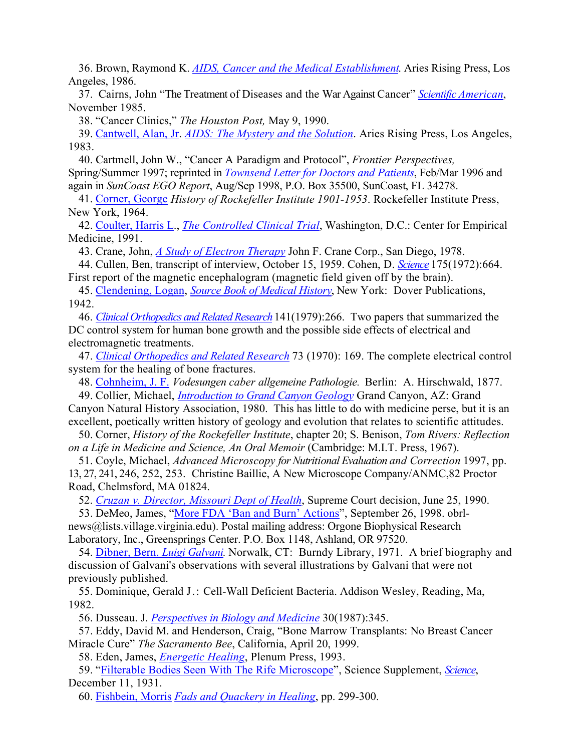36. Brown, Raymond K. *AIDS, Cancer and the Medical Establishment.* Aries Rising Press, Los Angeles, 1986.

37. Cairns, John "The Treatment of Diseases and the War Against Cancer" *Scientific American*, November 1985.

38. "Cancer Clinics," *The Houston Post,* May 9, 1990.

39. Cantwell, Alan, Jr. *AIDS: The Mystery and the Solution*. Aries Rising Press, Los Angeles, 1983.

40. Cartmell, John W., "Cancer A Paradigm and Protocol", *Frontier Perspectives,* Spring/Summer 1997; reprinted in *Townsend Letter for Doctors and Patients*, Feb/Mar 1996 and again in *SunCoast EGO Report*, Aug/Sep 1998, P.O. Box 35500, SunCoast, FL 34278.

41. Corner, George *History of Rockefeller Institute 1901-1953*. Rockefeller Institute Press, New York, 1964.

42. Coulter, Harris L., *The Controlled Clinical Trial*, Washington, D.C.: Center for Empirical Medicine, 1991.

43. Crane, John, *A Study of Electron Therapy* John F. Crane Corp., San Diego, 1978.

44. Cullen, Ben, transcript of interview, October 15, 1959. Cohen, D. *Science* 175(1972):664. First report of the magnetic encephalogram (magnetic field given off by the brain).

45. Clendening, Logan, *Source Book of Medical History*, New York: Dover Publications, 1942.

46. *Clinical Orthopedics and Related Research* 141(1979):266. Two papers that summarized the DC control system for human bone growth and the possible side effects of electrical and electromagnetic treatments.

47. *Clinical Orthopedics and Related Research* 73 (1970): 169. The complete electrical control system for the healing of bone fractures.

48. Cohnheim, J. F. *Vodesungen caber allgemeine Pathologie.* Berlin: A. Hirschwald, 1877.

49. Collier, Michael, *Introduction to Grand Canyon Geology* Grand Canyon, AZ: Grand Canyon Natural History Association, 1980. This has little to do with medicine perse, but it is an excellent, poetically written history of geology and evolution that relates to scientific attitudes.

50. Corner, *History of the Rockefeller Institute*, chapter 20; S. Benison, *Tom Rivers: Reflection on a Life in Medicine and Science, An Oral Memoir* (Cambridge: M.I.T. Press, 1967).

51. Coyle, Michael, *Advanced Microscopy for Nutritional Evaluation and Correction* 1997, pp. 13, 27, 241, 246, 252, 253. Christine Baillie, A New Microscope Company/ANMC,82 Proctor Road, Chelmsford, MA 01824.

52. *Cruzan v. Director, Missouri Dept of Health*, Supreme Court decision, June 25, 1990.

53. DeMeo, James, "More FDA 'Ban and Burn' Actions", September 26, 1998. obrl-news@lists.village.virginia.edu). Postal mailing address: Orgone Biophysical Research Laboratory, Inc., Greensprings Center. P.O. Box 1148, Ashland, OR 97520.

54. Dibner, Bern. *Luigi Galvani.* Norwalk, CT: Burndy Library, 1971. A brief biography and discussion of Galvani's observations with several illustrations by Galvani that were not previously published.

55. Dominique, Gerald J.: Cell-Wall Deficient Bacteria. Addison Wesley, Reading, Ma, 1982.

56. Dusseau. J. *Perspectives in Biology and Medicine* 30(1987):345.

57. Eddy, David M. and Henderson, Craig, "Bone Marrow Transplants: No Breast Cancer Miracle Cure" *The Sacramento Bee*, California, April 20, 1999.

58. Eden, James, *Energetic Healing*, Plenum Press, 1993.

59. "Filterable Bodies Seen With The Rife Microscope", Science Supplement, *Science*, December 11, 1931.

60. Fishbein, Morris *Fads and Quackery in Healing*, pp. 299-300.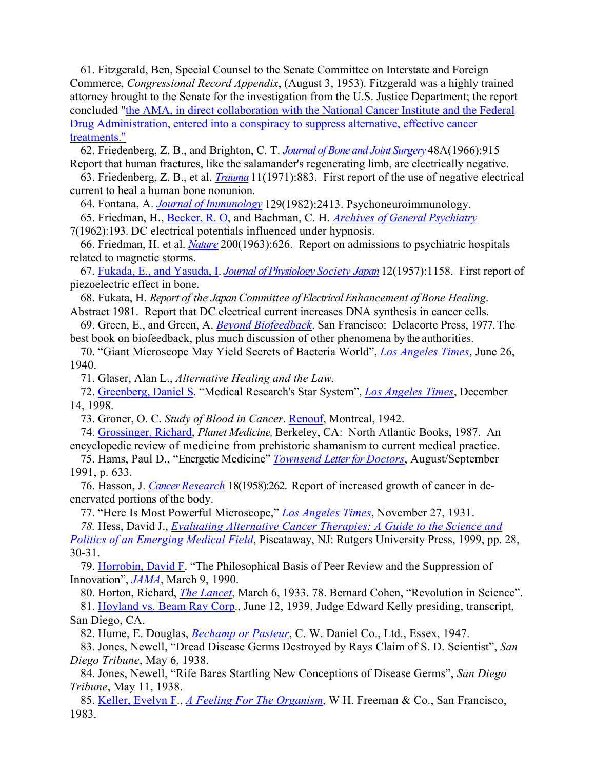61. Fitzgerald, Ben, Special Counsel to the Senate Committee on Interstate and Foreign Commerce, *Congressional Record Appendix*, (August 3, 1953). Fitzgerald was a highly trained attorney brought to the Senate for the investigation from the U.S. Justice Department; the report concluded "the AMA, in direct collaboration with the National Cancer Institute and the Federal Drug Administration, entered into a conspiracy to suppress alternative, effective cancer treatments."

62. Friedenberg, Z. B., and Brighton, C. T. *Journal of Bone and Joint Surgery* 48A(1966):915 Report that human fractures, like the salamander's regenerating limb, are electrically negative.

63. Friedenberg, Z. B., et al. *Trauma* 11(1971):883. First report of the use of negative electrical current to heal a human bone nonunion.

64. Fontana, A. *Journal of Immunology* 129(1982):2413. Psychoneuroimmunology.

65. Friedman, H., Becker, R. O, and Bachman, C. H. *Archives of General Psychiatry* 7(1962):193. DC electrical potentials influenced under hypnosis.

66. Friedman, H. et al. *Nature* 200(1963):626. Report on admissions to psychiatric hospitals related to magnetic storms.

67. Fukada, E., and Yasuda, I. *Journal of Physiology Society Japan* 12(1957):1158. First report of piezoelectric effect in bone.

68. Fukata, H. *Report of the Japan Committee of Electrical Enhancement of Bone Healing*. Abstract 1981. Report that DC electrical current increases DNA synthesis in cancer cells.

69. Green, E., and Green, A. *Beyond Biofeedback*. San Francisco: Delacorte Press, 1977. The best book on biofeedback, plus much discussion of other phenomena by the authorities.

70. "Giant Microscope May Yield Secrets of Bacteria World", *Los Angeles Times*, June 26, 1940.

71. Glaser, Alan L., *Alternative Healing and the Law*.

72. Greenberg, Daniel S. "Medical Research's Star System", *Los Angeles Times*, December 14, 1998.

73. Groner, O. C. *Study of Blood in Cancer*. Renouf, Montreal, 1942.

74. Grossinger, Richard, *Planet Medicine,* Berkeley, CA: North Atlantic Books, 1987. An encyclopedic review of medicine from prehistoric shamanism to current medical practice.

75. Hams, Paul D., "Energetic Medicine" *Townsend Letter for Doctors*, August/September 1991, p. 633.

76. Hasson, J. *Cancer Research* 18(1958):262. Report of increased growth of cancer in de-enervated portions of the body.

77. "Here Is Most Powerful Microscope," *Los Angeles Times*, November 27, 1931.

*78.* Hess, David J., *Evaluating Alternative Cancer Therapies: A Guide to the Science and Politics of an Emerging Medical Field*, Piscataway, NJ: Rutgers University Press, 1999, pp. 28, 30-31.

79. Horrobin, David F. "The Philosophical Basis of Peer Review and the Suppression of Innovation", *JAMA*, March 9, 1990.

80. Horton, Richard, *The Lancet*, March 6, 1933. 78. Bernard Cohen, "Revolution in Science".

81. Hoyland vs. Beam Ray Corp., June 12, 1939, Judge Edward Kelly presiding, transcript, San Diego, CA.

82. Hume, E. Douglas, *Bechamp or Pasteur*, C. W. Daniel Co., Ltd., Essex, 1947.

83. Jones, Newell, "Dread Disease Germs Destroyed by Rays Claim of S. D. Scientist", *San Diego Tribune*, May 6, 1938.

84. Jones, Newell, "Rife Bares Startling New Conceptions of Disease Germs", *San Diego Tribune*, May 11, 1938.

85. Keller, Evelyn F., *A Feeling For The Organism*, W H. Freeman & Co., San Francisco, 1983.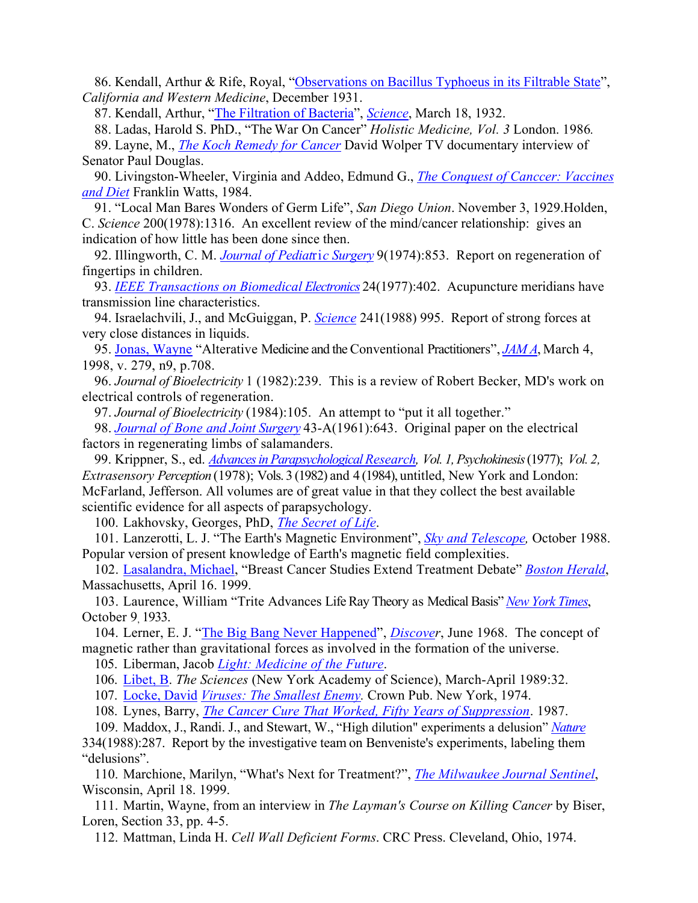86. Kendall, Arthur & Rife, Royal, "Observations on Bacillus Typhoeus in its Filtrable State", *California and Western Medicine*, December 1931.

87. Kendall, Arthur, "The Filtration of Bacteria", *Science*, March 18, 1932.

88. Ladas, Harold S. PhD., "The War On Cancer" *Holistic Medicine, Vol. 3* London. 1986.

89. Layne, M., *The Koch Remedy for Cancer* David Wolper TV documentary interview of Senator Paul Douglas.

90. Livingston-Wheeler, Virginia and Addeo, Edmund G., *The Conquest of Canccer: Vaccines and Diet* Franklin Watts, 1984.

91. "Local Man Bares Wonders of Germ Life", *San Diego Union*. November 3, 1929.Holden, C. *Science* 200(1978):1316. An excellent review of the mind/cancer relationship: gives an indication of how little has been done since then.

92. Illingworth, C. M. *Journal of Pediatric Surgery* 9(1974):853. Report on regeneration of fingertips in children.

93. *IEEE Transactions on Biomedical Electronics* 24(1977):402. Acupuncture meridians have transmission line characteristics.

94. Israelachvili, J., and McGuiggan, P. *Science* 241(1988) 995. Report of strong forces at very close distances in liquids.

95. Jonas, Wayne "Alterative Medicine and the Conventional Practitioners", *JAM A*, March 4, 1998, v. 279, n9, p.708.

96. *Journal of Bioelectricity* 1 (1982):239. This is a review of Robert Becker, MD's work on electrical controls of regeneration.

97. *Journal of Bioelectricity* (1984):105. An attempt to "put it all together."

98. *Journal of Bone and Joint Surgery* 43-A(1961):643. Original paper on the electrical factors in regenerating limbs of salamanders.

99. Krippner, S., ed. *Advances in Parapsychological Research, Vol. 1, Psychokinesis* (1977); *Vol. 2, Extrasensory Perception* (1978); Vols. 3 (1982) and 4 (1984), untitled, New York and London: McFarland, Jefferson. All volumes are of great value in that they collect the best available scientific evidence for all aspects of parapsychology.

100. Lakhovsky, Georges, PhD, *The Secret of Life*.

101. Lanzerotti, L. J. "The Earth's Magnetic Environment", *Sky and Telescope,* October 1988. Popular version of present knowledge of Earth's magnetic field complexities.

102. Lasalandra, Michael, "Breast Cancer Studies Extend Treatment Debate" *Boston Herald*, Massachusetts, April 16. 1999.

103. Laurence, William "Trite Advances Life Ray Theory as Medical Basis" *New York Times*, October 9, 1933.

104. Lerner, E. J. "The Big Bang Never Happened", *Discover*, June 1968. The concept of magnetic rather than gravitational forces as involved in the formation of the universe.

105. Liberman, Jacob *Light: Medicine of the Future*.

106. Libet, B. *The Sciences* (New York Academy of Science), March-April 1989:32.

107. Locke, David *Viruses: The Smallest Enemy.* Crown Pub. New York, 1974.

108. Lynes, Barry, *The Cancer Cure That Worked, Fifty Years of Suppression*. 1987.

109. Maddox, J., Randi. J., and Stewart, W., "High dilution" experiments a delusion" *Nature* 334(1988):287. Report by the investigative team on Benveniste's experiments, labeling them "delusions".

110. Marchione, Marilyn, "What's Next for Treatment?", *The Milwaukee Journal Sentinel*, Wisconsin, April 18. 1999.

111. Martin, Wayne, from an interview in *The Layman's Course on Killing Cancer* by Biser, Loren, Section 33, pp. 4-5.

112. Mattman, Linda H. *Cell Wall Deficient Forms*. CRC Press. Cleveland, Ohio, 1974.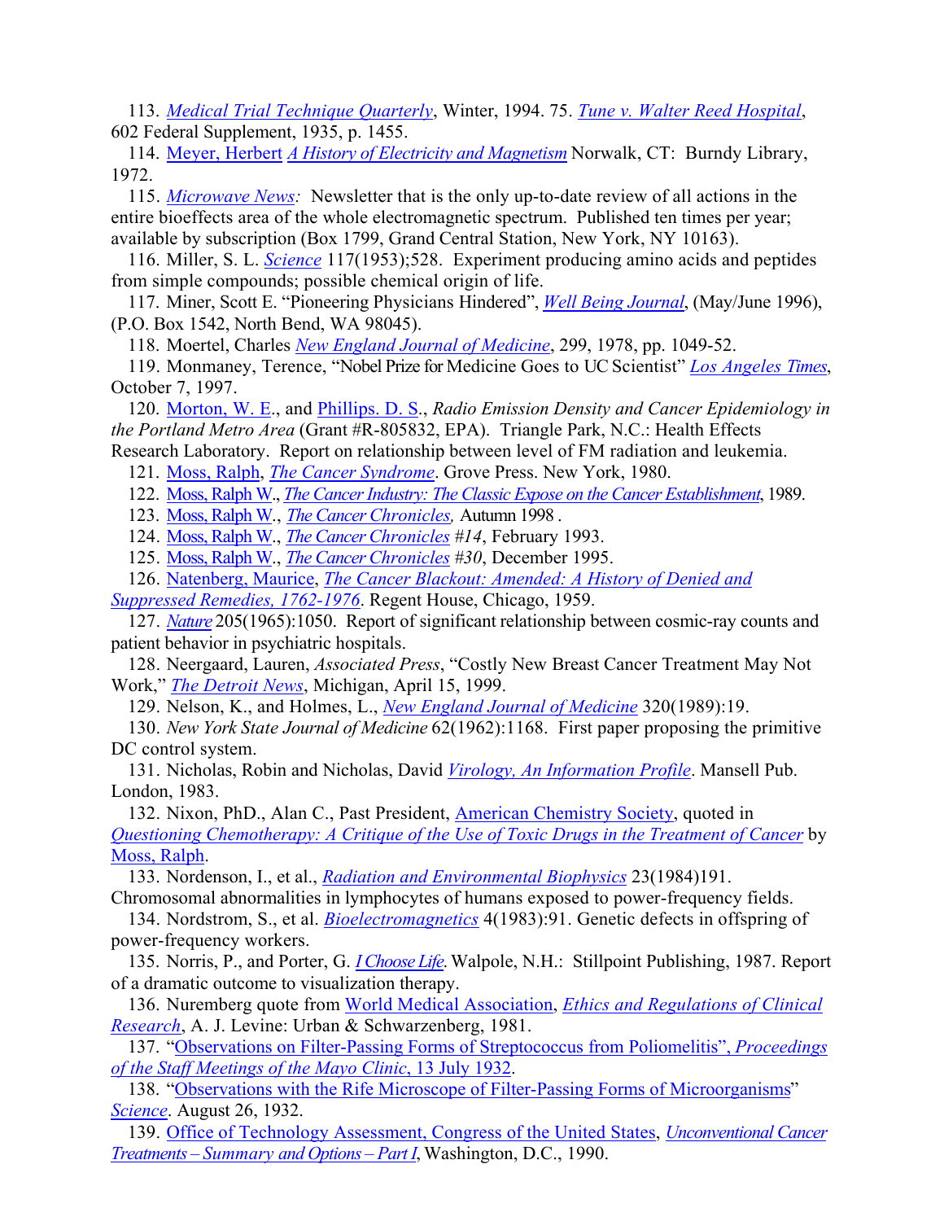113. *Medical Trial Technique Quarterly*, Winter, 1994. 75. *Tune v. Walter Reed Hospital*, 602 Federal Supplement, 1935, p. 1455.

114. Meyer, Herbert *A History of Electricity and Magnetism* Norwalk, CT: Burndy Library, 1972.

115. *Microwave News:* Newsletter that is the only up-to-date review of all actions in the entire bioeffects area of the whole electromagnetic spectrum. Published ten times per year; available by subscription (Box 1799, Grand Central Station, New York, NY 10163).

116. Miller, S. L. *Science* 117(1953);528. Experiment producing amino acids and peptides from simple compounds; possible chemical origin of life.

117. Miner, Scott E. "Pioneering Physicians Hindered", *Well Being Journal*, (May/June 1996), (P.O. Box 1542, North Bend, WA 98045).

118. Moertel, Charles *New England Journal of Medicine*, 299, 1978, pp. 1049-52.

119. Monmaney, Terence, "Nobel Prize for Medicine Goes to UC Scientist" *Los Angeles Times*, October 7, 1997.

120. Morton, W. E., and Phillips. D. S., *Radio Emission Density and Cancer Epidemiology in the Portland Metro Area* (Grant #R-805832, EPA). Triangle Park, N.C.: Health Effects Research Laboratory. Report on relationship between level of FM radiation and leukemia.

121. Moss, Ralph, *The Cancer Syndrome*. Grove Press. New York, 1980.

122. Moss, Ralph W., *The Cancer Industry: The Classic Expose on the Cancer Establishment*, 1989.

123. Moss, Ralph W., *The Cancer Chronicles,* Autumn 1998 .

124. Moss, Ralph W., *The Cancer Chronicles #14*, February 1993.

125. Moss, Ralph W., *The Cancer Chronicles #30*, December 1995.

126. Natenberg, Maurice, *The Cancer Blackout: Amended: A History of Denied and Suppressed Remedies, 1762-1976*. Regent House, Chicago, 1959.

127. *Nature* 205(1965):1050. Report of significant relationship between cosmic-ray counts and patient behavior in psychiatric hospitals.

128. Neergaard, Lauren, *Associated Press*, "Costly New Breast Cancer Treatment May Not Work," *The Detroit News*, Michigan, April 15, 1999.

129. Nelson, K., and Holmes, L., *New England Journal of Medicine* 320(1989):19.

130. *New York State Journal of Medicine* 62(1962):1168. First paper proposing the primitive DC control system.

131. Nicholas, Robin and Nicholas, David *Virology, An Information Profile*. Mansell Pub. London, 1983.

132. Nixon, PhD., Alan C., Past President, American Chemistry Society, quoted in *Questioning Chemotherapy: A Critique of the Use of Toxic Drugs in the Treatment of Cancer* by Moss, Ralph.

133. Nordenson, I., et al., *Radiation and Environmental Biophysics* 23(1984)191. Chromosomal abnormalities in lymphocytes of humans exposed to power-frequency fields.

134. Nordstrom, S., et al. *Bioelectromagnetics* 4(1983):91. Genetic defects in offspring of power-frequency workers.

135. Norris, P., and Porter, G. *I Choose Life*. Walpole, N.H.: Stillpoint Publishing, 1987. Report of a dramatic outcome to visualization therapy.

136. Nuremberg quote from World Medical Association, *Ethics and Regulations of Clinical Research*, A. J. Levine: Urban & Schwarzenberg, 1981.

137. "Observations on Filter-Passing Forms of Streptococcus from Poliomelitis", *Proceedings of the Staff Meetings of the Mayo Clinic*, 13 July 1932.

138. "Observations with the Rife Microscope of Filter-Passing Forms of Microorganisms" *Science*. August 26, 1932.

139. Office of Technology Assessment, Congress of the United States, *Unconventional Cancer Treatments – Summary and Options – Part I*, Washington, D.C., 1990.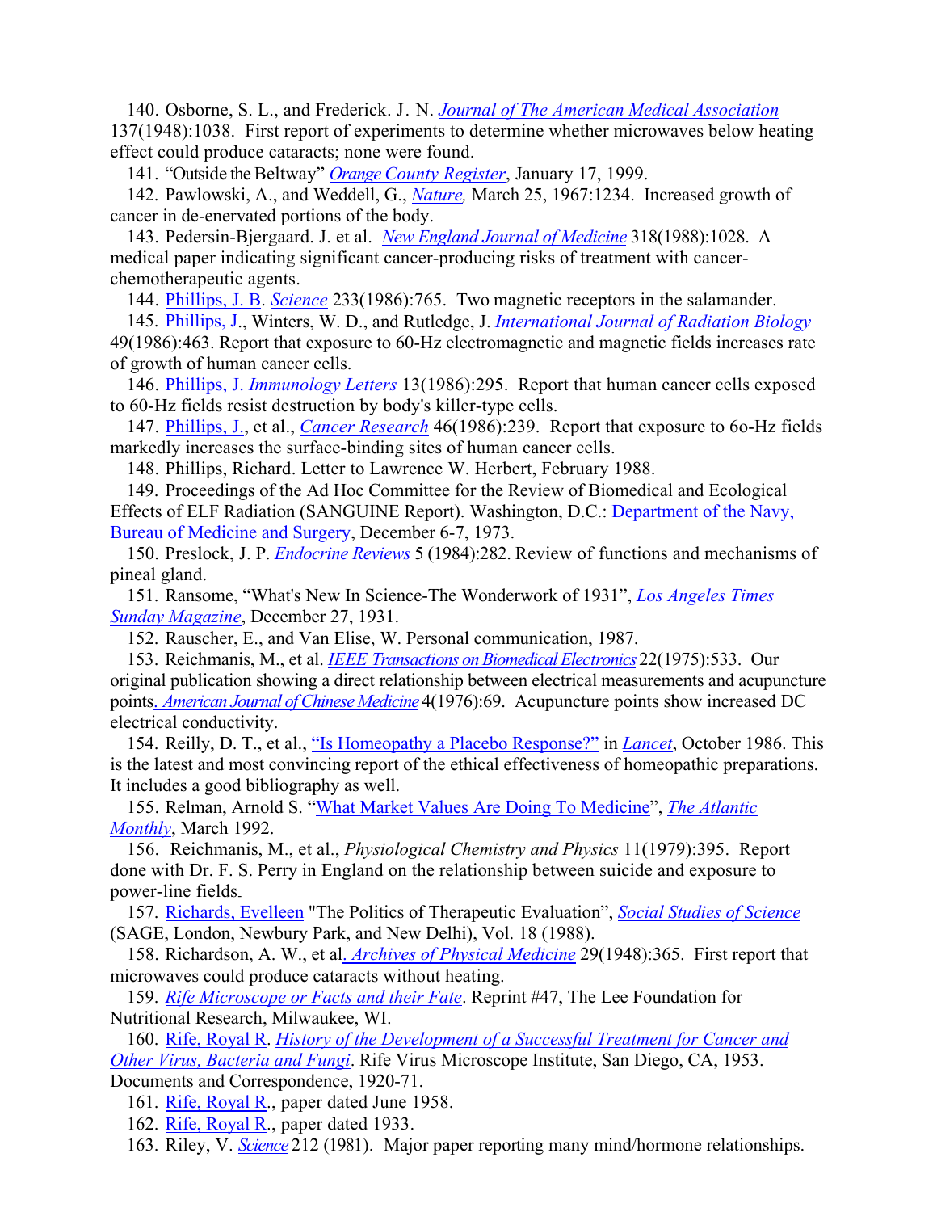140. Osborne, S. L., and Frederick. J. N. *Journal of The American Medical Association* 137(1948):1038. First report of experiments to determine whether microwaves below heating effect could produce cataracts; none were found.

141. "Outside the Beltway" *Orange County Register*, January 17, 1999.

142. Pawlowski, A., and Weddell, G., *Nature,* March 25, 1967:1234. Increased growth of cancer in de-enervated portions of the body.

143. Pedersin-Bjergaard. J. et al. *New England Journal of Medicine* 318(1988):1028. A medical paper indicating significant cancer-producing risks of treatment with cancer-chemotherapeutic agents.

144. Phillips, J. B. *Science* 233(1986):765. Two magnetic receptors in the salamander.

145. Phillips, J., Winters, W. D., and Rutledge, J. *International Journal of Radiation Biology* 49(1986):463. Report that exposure to 60-Hz electromagnetic and magnetic fields increases rate of growth of human cancer cells.

146. Phillips, J. *Immunology Letters* 13(1986):295. Report that human cancer cells exposed to 60-Hz fields resist destruction by body's killer-type cells.

147. Phillips, J., et al., *Cancer Research* 46(1986):239. Report that exposure to 6o-Hz fields markedly increases the surface-binding sites of human cancer cells.

148. Phillips, Richard. Letter to Lawrence W. Herbert, February 1988.

149. Proceedings of the Ad Hoc Committee for the Review of Biomedical and Ecological Effects of ELF Radiation (SANGUINE Report). Washington, D.C.: Department of the Navy, Bureau of Medicine and Surgery, December 6-7, 1973.

150. Preslock, J. P. *Endocrine Reviews* 5 (1984):282. Review of functions and mechanisms of pineal gland.

151. Ransome, "What's New In Science-The Wonderwork of 1931", *Los Angeles Times Sunday Magazine*, December 27, 1931.

152. Rauscher, E., and Van Elise, W. Personal communication, 1987.

153. Reichmanis, M., et al. *IEEE Transactions on Biomedical Electronics* 22(1975):533. Our original publication showing a direct relationship between electrical measurements and acupuncture points. *American Journal of Chinese Medicine* 4(1976):69. Acupuncture points show increased DC electrical conductivity.

154. Reilly, D. T., et al., "Is Homeopathy a Placebo Response?" in *Lancet*, October 1986. This is the latest and most convincing report of the ethical effectiveness of homeopathic preparations. It includes a good bibliography as well.

155. Relman, Arnold S. "What Market Values Are Doing To Medicine", *The Atlantic Monthly*, March 1992.

156. Reichmanis, M., et al., *Physiological Chemistry and Physics* 11(1979):395. Report done with Dr. F. S. Perry in England on the relationship between suicide and exposure to power-line fields.

157. Richards, Evelleen "The Politics of Therapeutic Evaluation", *Social Studies of Science* (SAGE, London, Newbury Park, and New Delhi), Vol. 18 (1988).

158. Richardson, A. W., et al. *Archives of Physical Medicine* 29(1948):365. First report that microwaves could produce cataracts without heating.

159. *Rife Microscope or Facts and their Fate*. Reprint #47, The Lee Foundation for Nutritional Research, Milwaukee, WI.

160. Rife, Royal R. *History of the Development of a Successful Treatment for Cancer and Other Virus, Bacteria and Fungi*. Rife Virus Microscope Institute, San Diego, CA, 1953. Documents and Correspondence, 1920-71.

161. Rife, Royal R., paper dated June 1958.

162. Rife, Royal R., paper dated 1933.

163. Riley, V. *Science* 212 (1981). Major paper reporting many mind/hormone relationships.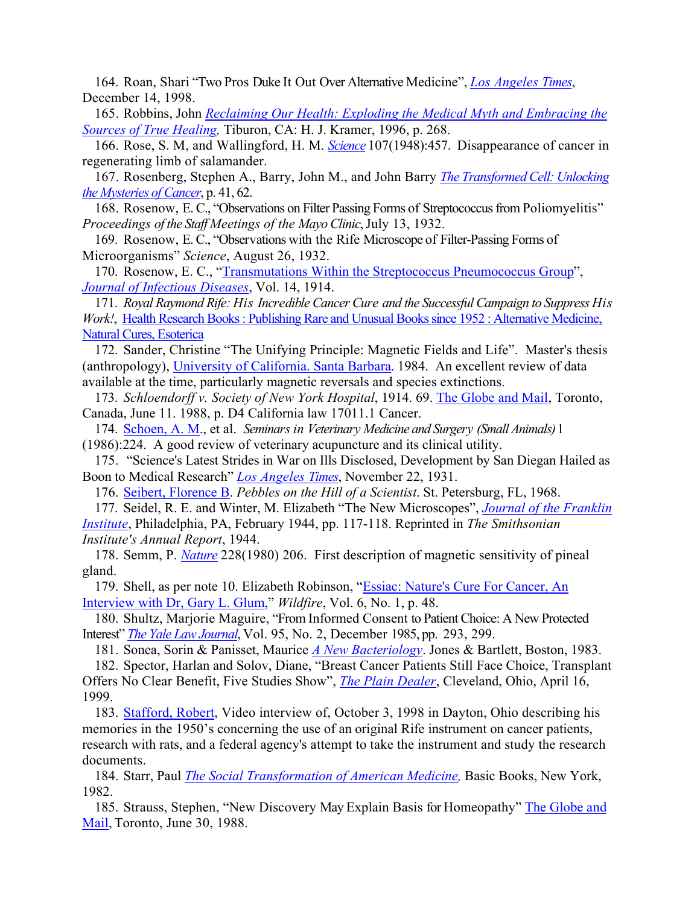164. Roan, Shari "Two Pros Duke It Out Over Alternative Medicine", *Los Angeles Times*, December 14, 1998.

165. Robbins, John *Reclaiming Our Health: Exploding the Medical Myth and Embracing the Sources of True Healing,* Tiburon, CA: H. J. Kramer, 1996, p. 268.

166. Rose, S. M, and Wallingford, H. M. *Science* 107(1948):457. Disappearance of cancer in regenerating limb of salamander.

167. Rosenberg, Stephen A., Barry, John M., and John Barry *The Transformed Cell: Unlocking the Mysteries of Cancer*, p. 41, 62.

168. Rosenow, E. C., "Observations on Filter Passing Forms of Streptococcus from Poliomyelitis" *Proceedings of the Staff Meetings of the Mayo Clinic*, July 13, 1932.

169. Rosenow, E. C., "Observations with the Rife Microscope of Filter-Passing Forms of Microorganisms" *Science*, August 26, 1932.

170. Rosenow, E. C., "Transmutations Within the Streptococcus Pneumococcus Group", *Journal of Infectious Diseases*, Vol. 14, 1914.

171. *Royal Raymond Rife: His Incredible Cancer Cure and the Successful Campaign to Suppress His Work!*, Health Research Books : Publishing Rare and Unusual Books since 1952 : Alternative Medicine, Natural Cures, Esoterica

172. Sander, Christine "The Unifying Principle: Magnetic Fields and Life". Master's thesis (anthropology), University of California. Santa Barbara. 1984. An excellent review of data available at the time, particularly magnetic reversals and species extinctions.

173. *Schloendorff v. Society of New York Hospital*, 1914. 69. The Globe and Mail, Toronto, Canada, June 11. 1988, p. D4 California law 17011.1 Cancer.

174. Schoen, A. M., et al. *Seminars in Veterinary Medicine and Surgery (Small Animals)* 1 (1986):224. A good review of veterinary acupuncture and its clinical utility.

175. "Science's Latest Strides in War on Ills Disclosed, Development by San Diegan Hailed as Boon to Medical Research" *Los Angeles Times*, November 22, 1931.

176. Seibert, Florence B. *Pebbles on the Hill of a Scientist*. St. Petersburg, FL, 1968.

177. Seidel, R. E. and Winter, M. Elizabeth "The New Microscopes", *Journal of the Franklin Institute*, Philadelphia, PA, February 1944, pp. 117-118. Reprinted in *The Smithsonian Institute's Annual Report*, 1944.

178. Semm, P. *Nature* 228(1980) 206. First description of magnetic sensitivity of pineal gland.

179. Shell, as per note 10. Elizabeth Robinson, "Essiac: Nature's Cure For Cancer, An Interview with Dr, Gary L. Glum," *Wildfire*, Vol. 6, No. 1, p. 48.

180. Shultz, Marjorie Maguire, "From Informed Consent to Patient Choice: A New Protected Interest" *The Yale Law Journal*, Vol. 95, No. 2, December 1985, pp. 293, 299.

181. Sonea, Sorin & Panisset, Maurice *A New Bacteriology*. Jones & Bartlett, Boston, 1983.

182. Spector, Harlan and Solov, Diane, "Breast Cancer Patients Still Face Choice, Transplant Offers No Clear Benefit, Five Studies Show", *The Plain Dealer*, Cleveland, Ohio, April 16, 1999.

183. Stafford, Robert, Video interview of, October 3, 1998 in Dayton, Ohio describing his memories in the 1950's concerning the use of an original Rife instrument on cancer patients, research with rats, and a federal agency's attempt to take the instrument and study the research documents.

184. Starr, Paul *The Social Transformation of American Medicine,* Basic Books, New York, 1982.

185. Strauss, Stephen, "New Discovery May Explain Basis for Homeopathy" The Globe and Mail, Toronto, June 30, 1988.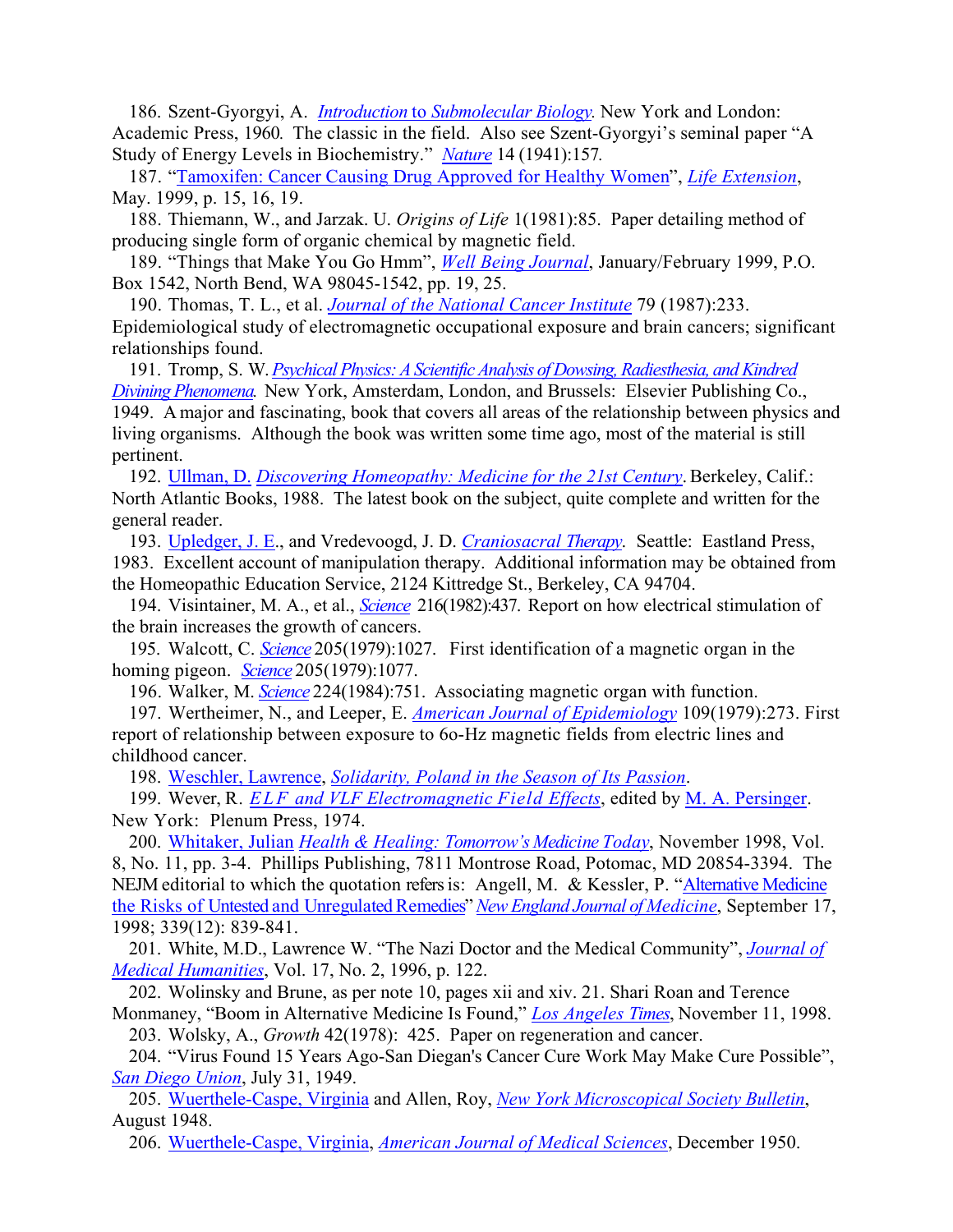186. Szent-Gyorgyi, A. *Introduction to Submolecular Biology.* New York and London: Academic Press, 1960. The classic in the field. Also see Szent-Gyorgyi's seminal paper "A Study of Energy Levels in Biochemistry." *Nature* 14 (1941):157.

187. "Tamoxifen: Cancer Causing Drug Approved for Healthy Women", *Life Extension*, May. 1999, p. 15, 16, 19.

188. Thiemann, W., and Jarzak. U. *Origins of Life* 1(1981):85. Paper detailing method of producing single form of organic chemical by magnetic field.

189. "Things that Make You Go Hmm", *Well Being Journal*, January/February 1999, P.O. Box 1542, North Bend, WA 98045-1542, pp. 19, 25.

190. Thomas, T. L., et al. *Journal of the National Cancer Institute* 79 (1987):233. Epidemiological study of electromagnetic occupational exposure and brain cancers; significant relationships found.

191. Tromp, S. W. *Psychical Physics: A Scientific Analysis of Dowsing, Radiesthesia, and Kindred Divining Phenomena.* New York, Amsterdam, London, and Brussels: Elsevier Publishing Co., 1949. A major and fascinating, book that covers all areas of the relationship between physics and living organisms. Although the book was written some time ago, most of the material is still pertinent.

192. Ullman, D. *Discovering Homeopathy: Medicine for the 21st Century*. Berkeley, Calif.: North Atlantic Books, 1988. The latest book on the subject, quite complete and written for the general reader.

193. Upledger, J. E., and Vredevoogd, J. D. *Craniosacral Therapy*. Seattle: Eastland Press, 1983. Excellent account of manipulation therapy. Additional information may be obtained from the Homeopathic Education Service, 2124 Kittredge St., Berkeley, CA 94704.

194. Visintainer, M. A., et al., *Science* 216(1982):437. Report on how electrical stimulation of the brain increases the growth of cancers.

195. Walcott, C. *Science* 205(1979):1027. First identification of a magnetic organ in the homing pigeon. *Science* 205(1979):1077.

196. Walker, M. *Science* 224(1984):751. Associating magnetic organ with function.

197. Wertheimer, N., and Leeper, E. *American Journal of Epidemiology* 109(1979):273. First report of relationship between exposure to 6o-Hz magnetic fields from electric lines and childhood cancer.

198. Weschler, Lawrence, *Solidarity, Poland in the Season of Its Passion*.

199. Wever, R. *ELF and VLF Electromagnetic Field Effects*, edited by M. A. Persinger. New York: Plenum Press, 1974.

200. Whitaker, Julian *Health & Healing: Tomorrow's Medicine Today*, November 1998, Vol. 8, No. 11, pp. 3-4. Phillips Publishing, 7811 Montrose Road, Potomac, MD 20854-3394. The NEJM editorial to which the quotation refers is: Angell, M. & Kessler, P. "Alternative Medicine the Risks of Untested and Unregulated Remedies" *New England Journal of Medicine*, September 17, 1998; 339(12): 839-841.

201. White, M.D., Lawrence W. "The Nazi Doctor and the Medical Community", *Journal of Medical Humanities*, Vol. 17, No. 2, 1996, p. 122.

202. Wolinsky and Brune, as per note 10, pages xii and xiv. 21. Shari Roan and Terence Monmaney, "Boom in Alternative Medicine Is Found," *Los Angeles Times*, November 11, 1998.

203. Wolsky, A., *Growth* 42(1978): 425. Paper on regeneration and cancer.

204. "Virus Found 15 Years Ago-San Diegan's Cancer Cure Work May Make Cure Possible", *San Diego Union*, July 31, 1949.

205. Wuerthele-Caspe, Virginia and Allen, Roy, *New York Microscopical Society Bulletin*, August 1948.

206. Wuerthele-Caspe, Virginia, *American Journal of Medical Sciences*, December 1950.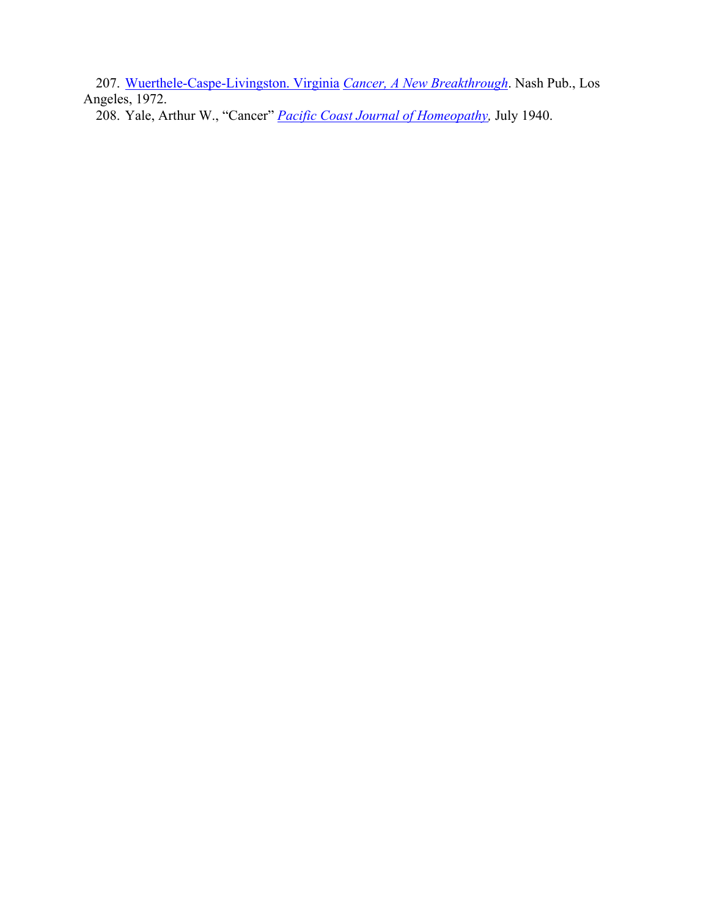207. Wuerthele-Caspe-Livingston. Virginia *Cancer, A New Breakthrough*. Nash Pub., Los Angeles, 1972.

208. Yale, Arthur W., "Cancer" *Pacific Coast Journal of Homeopathy,* July 1940.